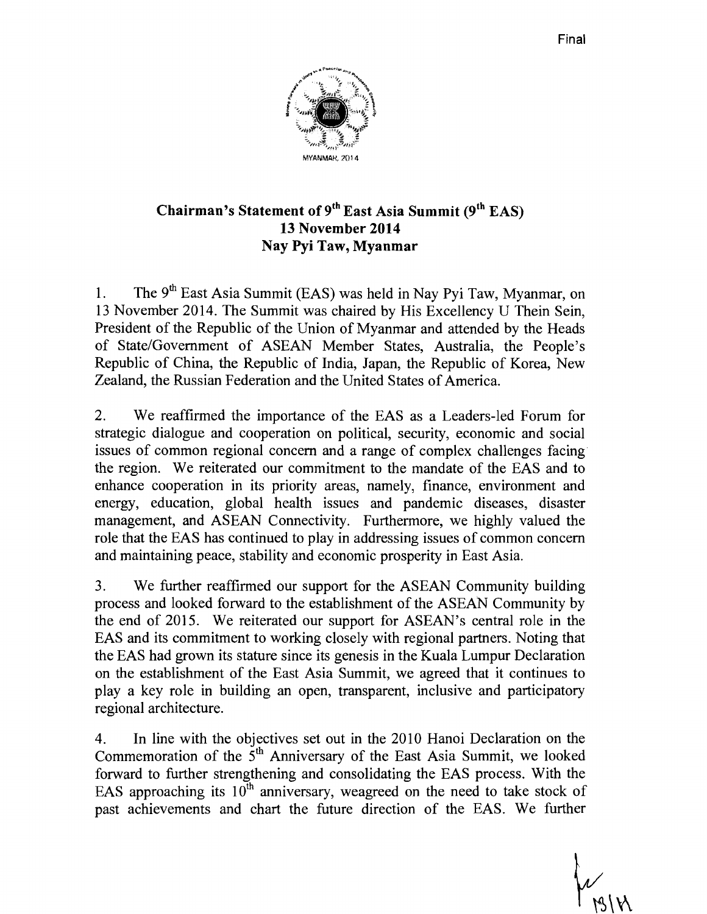Final

MYANMAR 2014

# Chairman's Statement of 9th East Asia Summit (9th EAS)
## 13 November 2014
## Nay Pyi Taw, Myanmar

1. The 9th East Asia Summit (EAS) was held in Nay Pyi Taw, Myanmar, on 13 November 2014. The Summit was chaired by His Excellency U Thein Sein, President of the Republic of the Union of Myanmar and attended by the Heads of State/Government of ASEAN Member States, Australia, the People's Republic of China, the Republic of India, Japan, the Republic of Korea, New Zealand, the Russian Federation and the United States of America.

2. We reaffirmed the importance of the EAS as a Leaders-led Forum for strategic dialogue and cooperation on political, security, economic and social issues of common regional concern and a range of complex challenges facing the region. We reiterated our commitment to the mandate of the EAS and to enhance cooperation in its priority areas, namely, finance, environment and energy, education, global health issues and pandemic diseases, disaster management, and ASEAN Connectivity. Furthermore, we highly valued the role that the EAS has continued to play in addressing issues of common concern and maintaining peace, stability and economic prosperity in East Asia.

3. We further reaffirmed our support for the ASEAN Community building process and looked forward to the establishment of the ASEAN Community by the end of 2015. We reiterated our support for ASEAN's central role in the EAS and its commitment to working closely with regional partners. Noting that the EAS had grown its stature since its genesis in the Kuala Lumpur Declaration on the establishment of the East Asia Summit, we agreed that it continues to play a key role in building an open, transparent, inclusive and participatory regional architecture.

4. In line with the objectives set out in the 2010 Hanoi Declaration on the Commemoration of the 5th Anniversary of the East Asia Summit, we looked forward to further strengthening and consolidating the EAS process. With the EAS approaching its 10th anniversary, weagreed on the need to take stock of past achievements and chart the future direction of the EAS. We further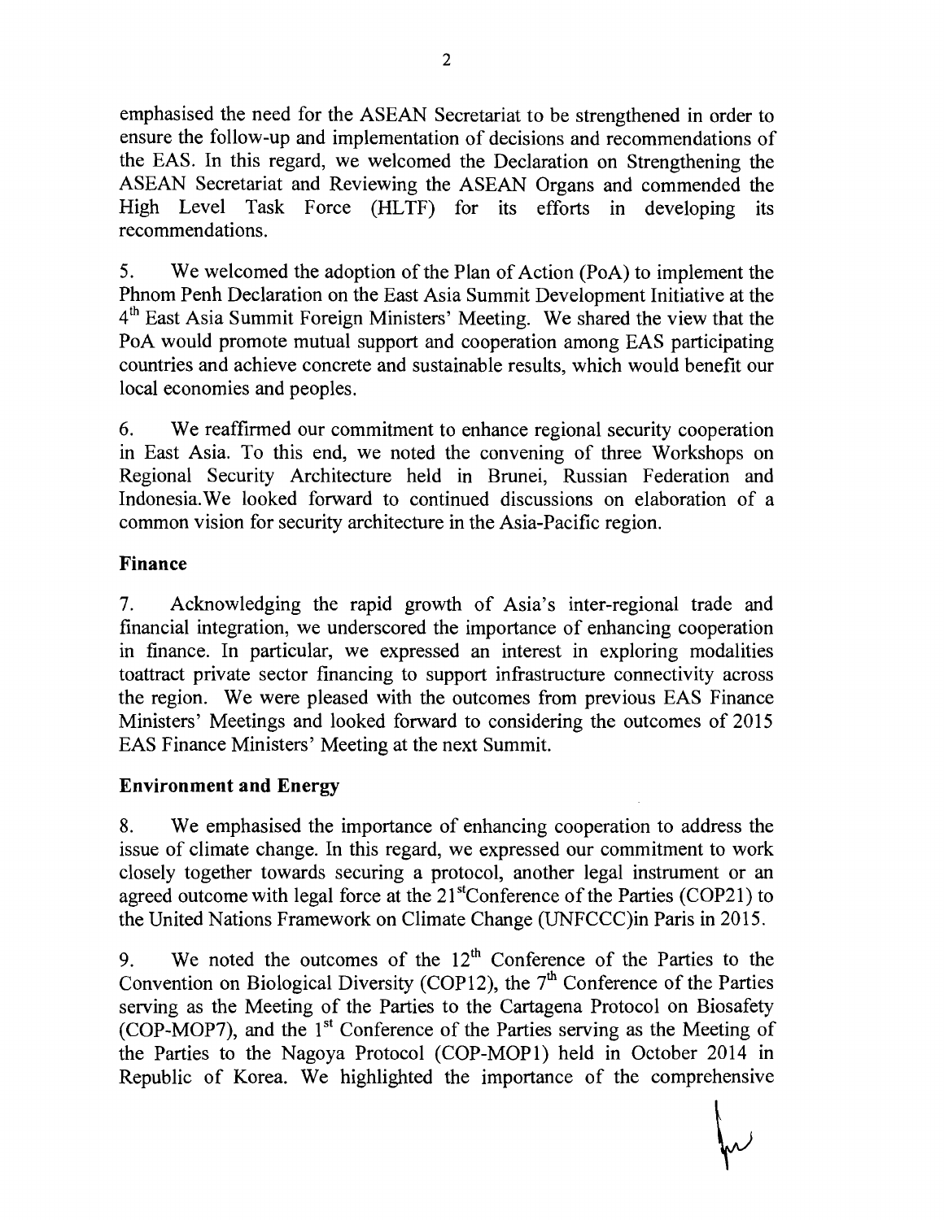emphasised the need for the ASEAN Secretariat to be strengthened in order to ensure the follow-up and implementation of decisions and recommendations of the EAS. In this regard, we welcomed the Declaration on Strengthening the ASEAN Secretariat and Reviewing the ASEAN Organs and commended the High Level Task Force (HLTF) for its efforts in developing its recommendations.

5. We welcomed the adoption of the Plan of Action (PoA) to implement the Phnom Penh Declaration on the East Asia Summit Development Initiative at the 4th East Asia Summit Foreign Ministers' Meeting. We shared the view that the PoA would promote mutual support and cooperation among EAS participating countries and achieve concrete and sustainable results, which would benefit our local economies and peoples.

6. We reaffirmed our commitment to enhance regional security cooperation in East Asia. To this end, we noted the convening of three Workshops on Regional Security Architecture held in Brunei, Russian Federation and Indonesia.We looked forward to continued discussions on elaboration of a common vision for security architecture in the Asia-Pacific region.

**Finance**

7. Acknowledging the rapid growth of Asia's inter-regional trade and financial integration, we underscored the importance of enhancing cooperation in finance. In particular, we expressed an interest in exploring modalities toattract private sector financing to support infrastructure connectivity across the region. We were pleased with the outcomes from previous EAS Finance Ministers' Meetings and looked forward to considering the outcomes of 2015 EAS Finance Ministers' Meeting at the next Summit.

**Environment and Energy**

8. We emphasised the importance of enhancing cooperation to address the issue of climate change. In this regard, we expressed our commitment to work closely together towards securing a protocol, another legal instrument or an agreed outcome with legal force at the 21stConference of the Parties (COP21) to the United Nations Framework on Climate Change (UNFCCC)in Paris in 2015.

9. We noted the outcomes of the 12th Conference of the Parties to the Convention on Biological Diversity (COP12), the 7th Conference of the Parties serving as the Meeting of the Parties to the Cartagena Protocol on Biosafety (COP-MOP7), and the 1st Conference of the Parties serving as the Meeting of the Parties to the Nagoya Protocol (COP-MOP1) held in October 2014 in Republic of Korea. We highlighted the importance of the comprehensive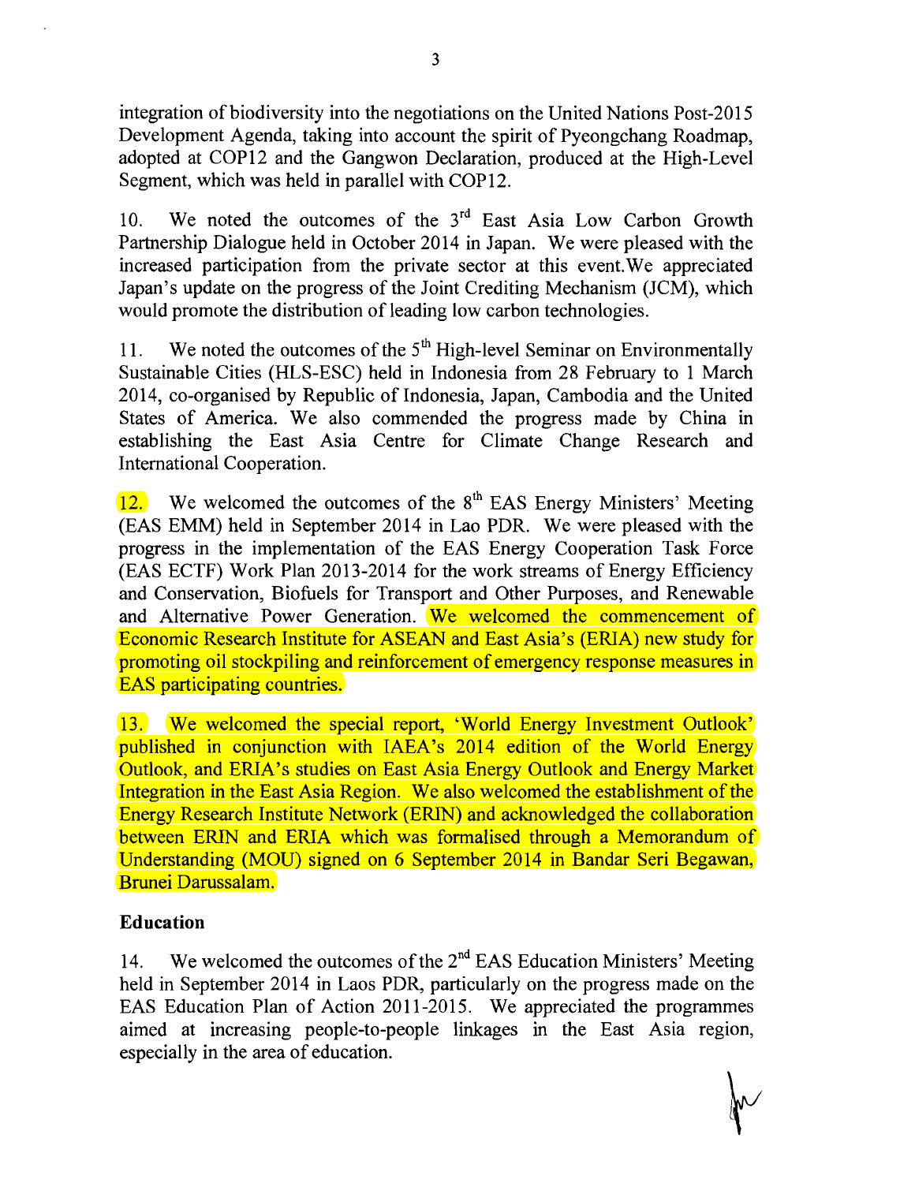integration of biodiversity into the negotiations on the United Nations Post-2015 Development Agenda, taking into account the spirit of Pyeongchang Roadmap, adopted at COP12 and the Gangwon Declaration, produced at the High-Level Segment, which was held in parallel with COP12.

10. We noted the outcomes of the 3rd East Asia Low Carbon Growth Partnership Dialogue held in October 2014 in Japan. We were pleased with the increased participation from the private sector at this event.We appreciated Japan's update on the progress of the Joint Crediting Mechanism (JCM), which would promote the distribution of leading low carbon technologies.

11. We noted the outcomes of the 5th High-level Seminar on Environmentally Sustainable Cities (HLS-ESC) held in Indonesia from 28 February to 1 March 2014, co-organised by Republic of Indonesia, Japan, Cambodia and the United States of America. We also commended the progress made by China in establishing the East Asia Centre for Climate Change Research and International Cooperation.

12. We welcomed the outcomes of the 8th EAS Energy Ministers' Meeting (EAS EMM) held in September 2014 in Lao PDR. We were pleased with the progress in the implementation of the EAS Energy Cooperation Task Force (EAS ECTF) Work Plan 2013-2014 for the work streams of Energy Efficiency and Conservation, Biofuels for Transport and Other Purposes, and Renewable and Alternative Power Generation. We welcomed the commencement of Economic Research Institute for ASEAN and East Asia's (ERIA) new study for promoting oil stockpiling and reinforcement of emergency response measures in EAS participating countries.

13. We welcomed the special report, 'World Energy Investment Outlook' published in conjunction with IAEA's 2014 edition of the World Energy Outlook, and ERIA's studies on East Asia Energy Outlook and Energy Market Integration in the East Asia Region. We also welcomed the establishment of the Energy Research Institute Network (ERIN) and acknowledged the collaboration between ERIN and ERIA which was formalised through a Memorandum of Understanding (MOU) signed on 6 September 2014 in Bandar Seri Begawan, Brunei Darussalam.

## Education

14. We welcomed the outcomes of the 2nd EAS Education Ministers' Meeting held in September 2014 in Laos PDR, particularly on the progress made on the EAS Education Plan of Action 2011-2015. We appreciated the programmes aimed at increasing people-to-people linkages in the East Asia region, especially in the area of education.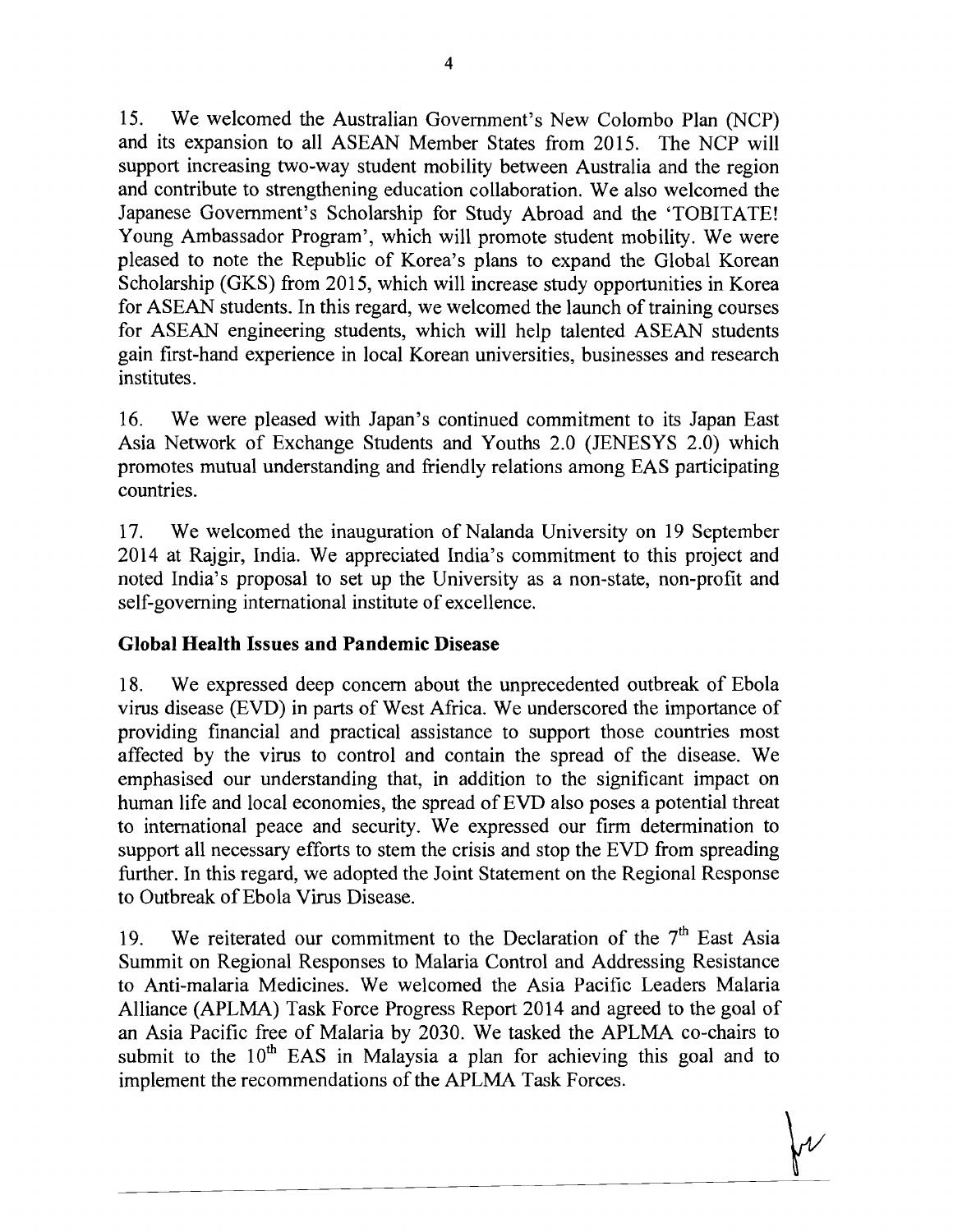15. We welcomed the Australian Government's New Colombo Plan (NCP) and its expansion to all ASEAN Member States from 2015. The NCP will support increasing two-way student mobility between Australia and the region and contribute to strengthening education collaboration. We also welcomed the Japanese Government's Scholarship for Study Abroad and the 'TOBITATE! Young Ambassador Program', which will promote student mobility. We were pleased to note the Republic of Korea's plans to expand the Global Korean Scholarship (GKS) from 2015, which will increase study opportunities in Korea for ASEAN students. In this regard, we welcomed the launch of training courses for ASEAN engineering students, which will help talented ASEAN students gain first-hand experience in local Korean universities, businesses and research institutes.

16. We were pleased with Japan's continued commitment to its Japan East Asia Network of Exchange Students and Youths 2.0 (JENESYS 2.0) which promotes mutual understanding and friendly relations among EAS participating countries.

17. We welcomed the inauguration of Nalanda University on 19 September 2014 at Rajgir, India. We appreciated India's commitment to this project and noted India's proposal to set up the University as a non-state, non-profit and self-governing international institute of excellence.

**Global Health Issues and Pandemic Disease**

18. We expressed deep concern about the unprecedented outbreak of Ebola virus disease (EVD) in parts of West Africa. We underscored the importance of providing financial and practical assistance to support those countries most affected by the virus to control and contain the spread of the disease. We emphasised our understanding that, in addition to the significant impact on human life and local economies, the spread of EVD also poses a potential threat to international peace and security. We expressed our firm determination to support all necessary efforts to stem the crisis and stop the EVD from spreading further. In this regard, we adopted the Joint Statement on the Regional Response to Outbreak of Ebola Virus Disease.

19. We reiterated our commitment to the Declaration of the 7th East Asia Summit on Regional Responses to Malaria Control and Addressing Resistance to Anti-malaria Medicines. We welcomed the Asia Pacific Leaders Malaria Alliance (APLMA) Task Force Progress Report 2014 and agreed to the goal of an Asia Pacific free of Malaria by 2030. We tasked the APLMA co-chairs to submit to the 10th EAS in Malaysia a plan for achieving this goal and to implement the recommendations of the APLMA Task Forces.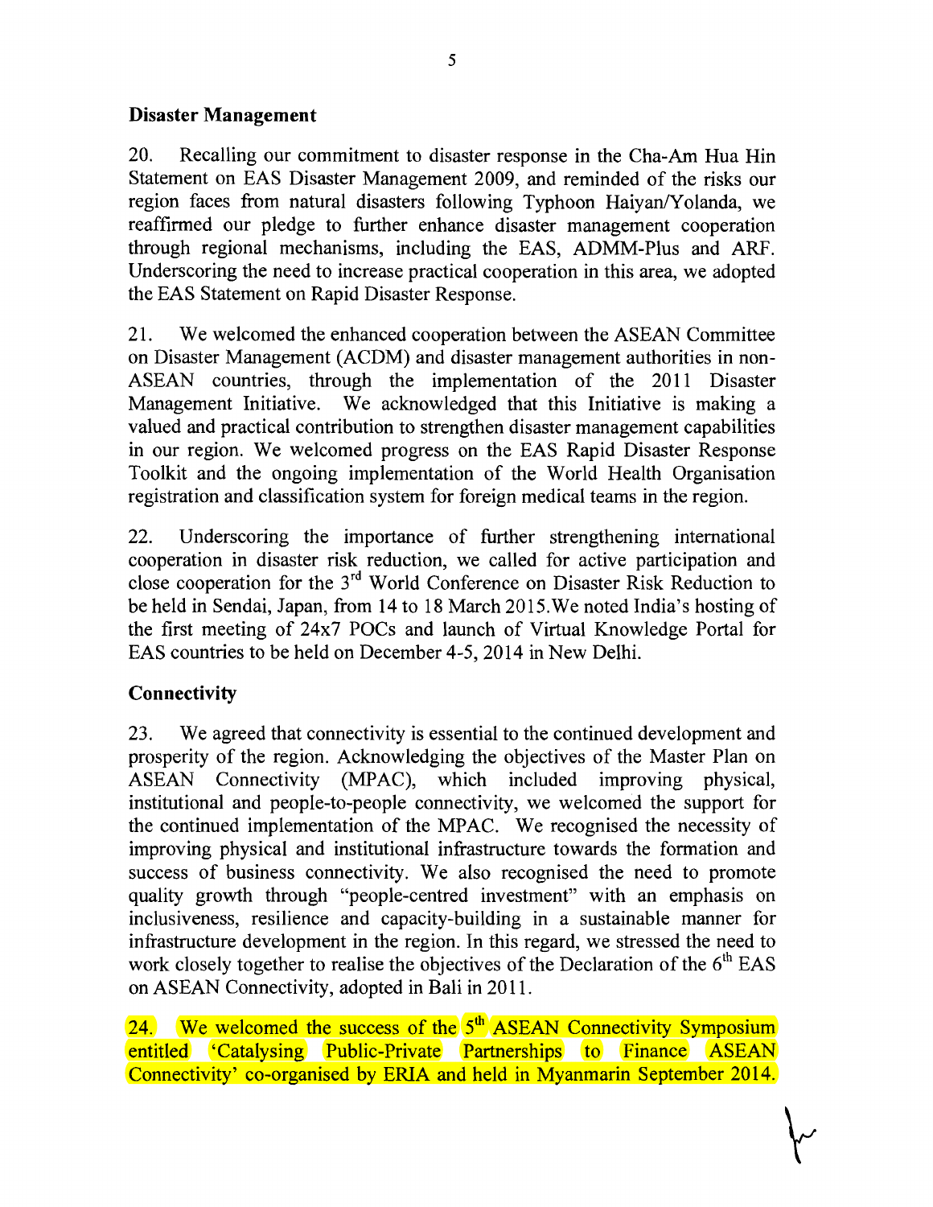## Disaster Management

20. Recalling our commitment to disaster response in the Cha-Am Hua Hin Statement on EAS Disaster Management 2009, and reminded of the risks our region faces from natural disasters following Typhoon Haiyan/Yolanda, we reaffirmed our pledge to further enhance disaster management cooperation through regional mechanisms, including the EAS, ADMM-Plus and ARF. Underscoring the need to increase practical cooperation in this area, we adopted the EAS Statement on Rapid Disaster Response.

21. We welcomed the enhanced cooperation between the ASEAN Committee on Disaster Management (ACDM) and disaster management authorities in non-ASEAN countries, through the implementation of the 2011 Disaster Management Initiative. We acknowledged that this Initiative is making a valued and practical contribution to strengthen disaster management capabilities in our region. We welcomed progress on the EAS Rapid Disaster Response Toolkit and the ongoing implementation of the World Health Organisation registration and classification system for foreign medical teams in the region.

22. Underscoring the importance of further strengthening international cooperation in disaster risk reduction, we called for active participation and close cooperation for the 3rd World Conference on Disaster Risk Reduction to be held in Sendai, Japan, from 14 to 18 March 2015.We noted India's hosting of the first meeting of 24x7 POCs and launch of Virtual Knowledge Portal for EAS countries to be held on December 4-5, 2014 in New Delhi.

## Connectivity

23. We agreed that connectivity is essential to the continued development and prosperity of the region. Acknowledging the objectives of the Master Plan on ASEAN Connectivity (MPAC), which included improving physical, institutional and people-to-people connectivity, we welcomed the support for the continued implementation of the MPAC. We recognised the necessity of improving physical and institutional infrastructure towards the formation and success of business connectivity. We also recognised the need to promote quality growth through "people-centred investment" with an emphasis on inclusiveness, resilience and capacity-building in a sustainable manner for infrastructure development in the region. In this regard, we stressed the need to work closely together to realise the objectives of the Declaration of the 6th EAS on ASEAN Connectivity, adopted in Bali in 2011.

24. We welcomed the success of the 5th ASEAN Connectivity Symposium entitled 'Catalysing Public-Private Partnerships to Finance ASEAN Connectivity' co-organised by ERIA and held in Myanmarin September 2014.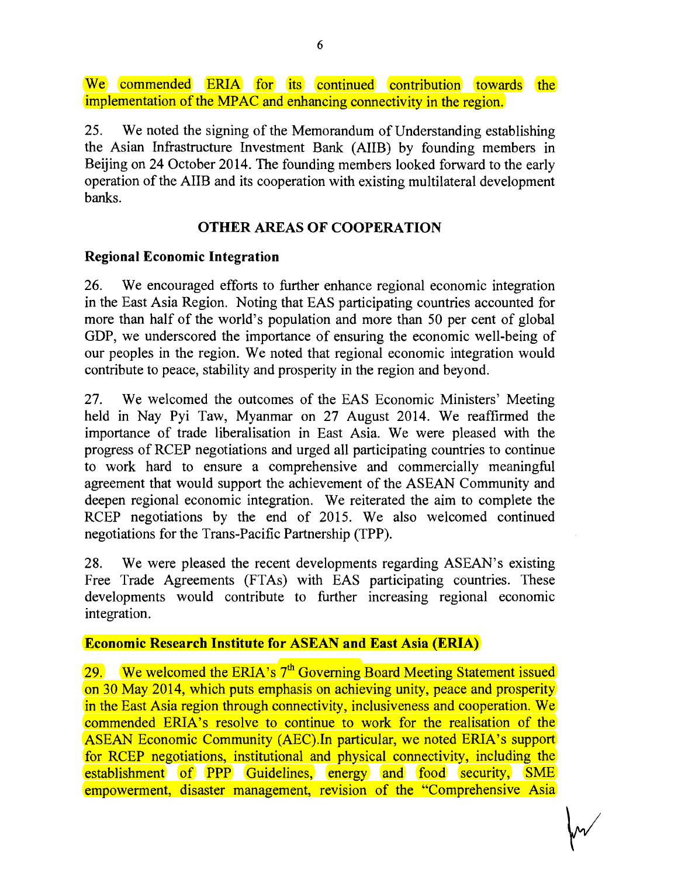We commended ERIA for its continued contribution towards the implementation of the MPAC and enhancing connectivity in the region.

25. We noted the signing of the Memorandum of Understanding establishing the Asian Infrastructure Investment Bank (AIIB) by founding members in Beijing on 24 October 2014. The founding members looked forward to the early operation of the AIIB and its cooperation with existing multilateral development banks.

## OTHER AREAS OF COOPERATION

### Regional Economic Integration

26. We encouraged efforts to further enhance regional economic integration in the East Asia Region. Noting that EAS participating countries accounted for more than half of the world's population and more than 50 per cent of global GDP, we underscored the importance of ensuring the economic well-being of our peoples in the region. We noted that regional economic integration would contribute to peace, stability and prosperity in the region and beyond.

27. We welcomed the outcomes of the EAS Economic Ministers' Meeting held in Nay Pyi Taw, Myanmar on 27 August 2014. We reaffirmed the importance of trade liberalisation in East Asia. We were pleased with the progress of RCEP negotiations and urged all participating countries to continue to work hard to ensure a comprehensive and commercially meaningful agreement that would support the achievement of the ASEAN Community and deepen regional economic integration. We reiterated the aim to complete the RCEP negotiations by the end of 2015. We also welcomed continued negotiations for the Trans-Pacific Partnership (TPP).

28. We were pleased the recent developments regarding ASEAN's existing Free Trade Agreements (FTAs) with EAS participating countries. These developments would contribute to further increasing regional economic integration.

### Economic Research Institute for ASEAN and East Asia (ERIA)

29. We welcomed the ERIA's 7th Governing Board Meeting Statement issued on 30 May 2014, which puts emphasis on achieving unity, peace and prosperity in the East Asia region through connectivity, inclusiveness and cooperation. We commended ERIA's resolve to continue to work for the realisation of the ASEAN Economic Community (AEC).In particular, we noted ERIA's support for RCEP negotiations, institutional and physical connectivity, including the establishment of PPP Guidelines, energy and food security, SME empowerment, disaster management, revision of the "Comprehensive Asia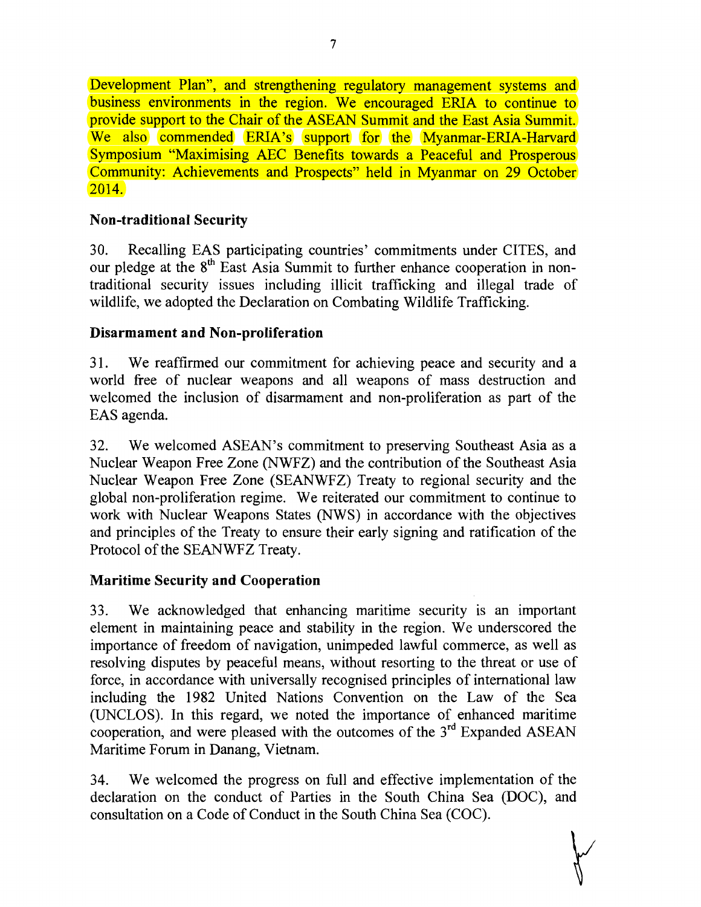Development Plan", and strengthening regulatory management systems and business environments in the region. We encouraged ERIA to continue to provide support to the Chair of the ASEAN Summit and the East Asia Summit. We also commended ERIA's support for the Myanmar-ERIA-Harvard Symposium "Maximising AEC Benefits towards a Peaceful and Prosperous Community: Achievements and Prospects" held in Myanmar on 29 October 2014.

**Non-traditional Security**

30. Recalling EAS participating countries' commitments under CITES, and our pledge at the 8th East Asia Summit to further enhance cooperation in non-traditional security issues including illicit trafficking and illegal trade of wildlife, we adopted the Declaration on Combating Wildlife Trafficking.

**Disarmament and Non-proliferation**

31. We reaffirmed our commitment for achieving peace and security and a world free of nuclear weapons and all weapons of mass destruction and welcomed the inclusion of disarmament and non-proliferation as part of the EAS agenda.

32. We welcomed ASEAN's commitment to preserving Southeast Asia as a Nuclear Weapon Free Zone (NWFZ) and the contribution of the Southeast Asia Nuclear Weapon Free Zone (SEANWFZ) Treaty to regional security and the global non-proliferation regime. We reiterated our commitment to continue to work with Nuclear Weapons States (NWS) in accordance with the objectives and principles of the Treaty to ensure their early signing and ratification of the Protocol of the SEANWFZ Treaty.

**Maritime Security and Cooperation**

33. We acknowledged that enhancing maritime security is an important element in maintaining peace and stability in the region. We underscored the importance of freedom of navigation, unimpeded lawful commerce, as well as resolving disputes by peaceful means, without resorting to the threat or use of force, in accordance with universally recognised principles of international law including the 1982 United Nations Convention on the Law of the Sea (UNCLOS). In this regard, we noted the importance of enhanced maritime cooperation, and were pleased with the outcomes of the 3rd Expanded ASEAN Maritime Forum in Danang, Vietnam.

34. We welcomed the progress on full and effective implementation of the declaration on the conduct of Parties in the South China Sea (DOC), and consultation on a Code of Conduct in the South China Sea (COC).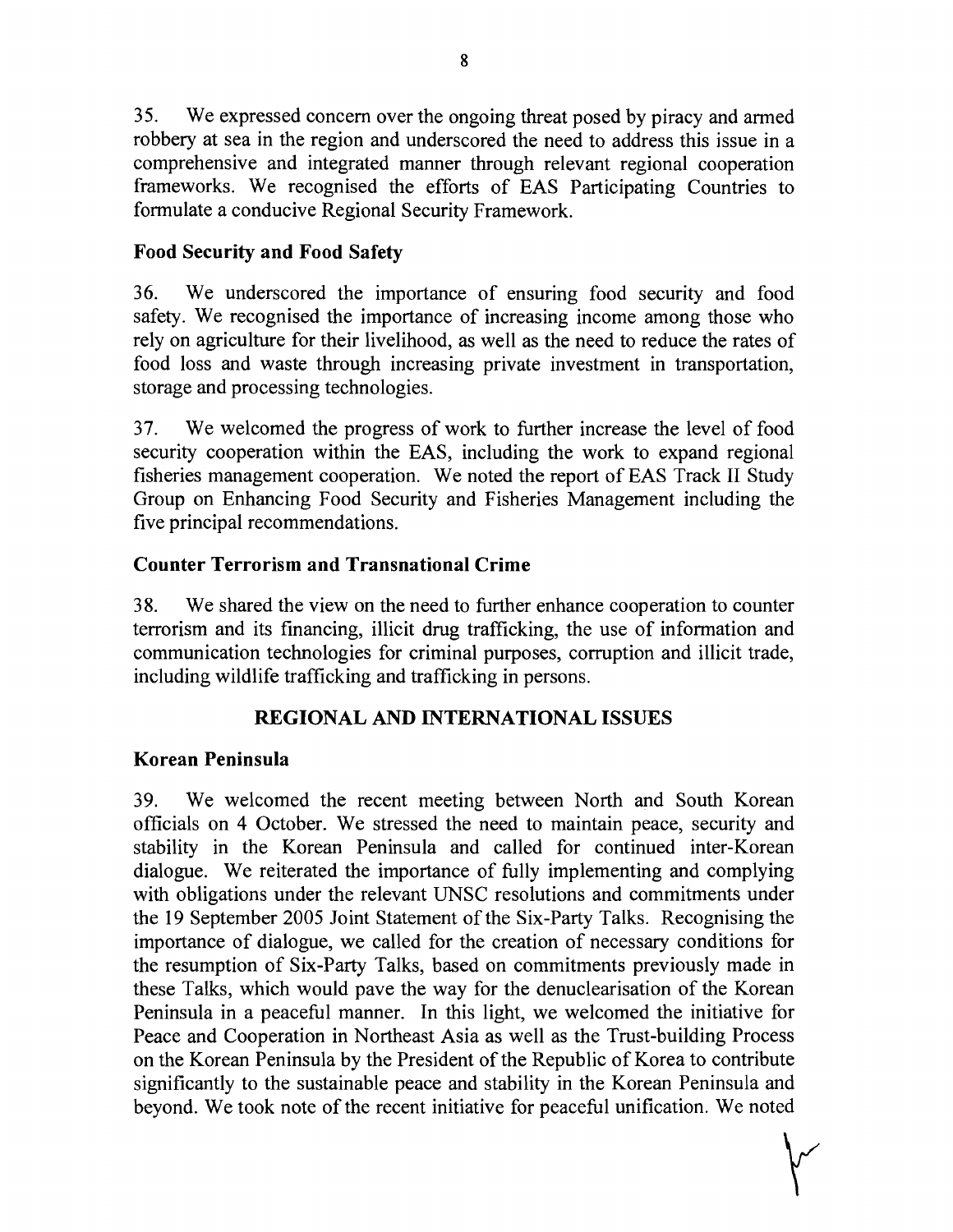35. We expressed concern over the ongoing threat posed by piracy and armed robbery at sea in the region and underscored the need to address this issue in a comprehensive and integrated manner through relevant regional cooperation frameworks. We recognised the efforts of EAS Participating Countries to formulate a conducive Regional Security Framework.

**Food Security and Food Safety**

36. We underscored the importance of ensuring food security and food safety. We recognised the importance of increasing income among those who rely on agriculture for their livelihood, as well as the need to reduce the rates of food loss and waste through increasing private investment in transportation, storage and processing technologies.

37. We welcomed the progress of work to further increase the level of food security cooperation within the EAS, including the work to expand regional fisheries management cooperation. We noted the report of EAS Track II Study Group on Enhancing Food Security and Fisheries Management including the five principal recommendations.

**Counter Terrorism and Transnational Crime**

38. We shared the view on the need to further enhance cooperation to counter terrorism and its financing, illicit drug trafficking, the use of information and communication technologies for criminal purposes, corruption and illicit trade, including wildlife trafficking and trafficking in persons.

## REGIONAL AND INTERNATIONAL ISSUES

**Korean Peninsula**

39. We welcomed the recent meeting between North and South Korean officials on 4 October. We stressed the need to maintain peace, security and stability in the Korean Peninsula and called for continued inter-Korean dialogue. We reiterated the importance of fully implementing and complying with obligations under the relevant UNSC resolutions and commitments under the 19 September 2005 Joint Statement of the Six-Party Talks. Recognising the importance of dialogue, we called for the creation of necessary conditions for the resumption of Six-Party Talks, based on commitments previously made in these Talks, which would pave the way for the denuclearisation of the Korean Peninsula in a peaceful manner. In this light, we welcomed the initiative for Peace and Cooperation in Northeast Asia as well as the Trust-building Process on the Korean Peninsula by the President of the Republic of Korea to contribute significantly to the sustainable peace and stability in the Korean Peninsula and beyond. We took note of the recent initiative for peaceful unification. We noted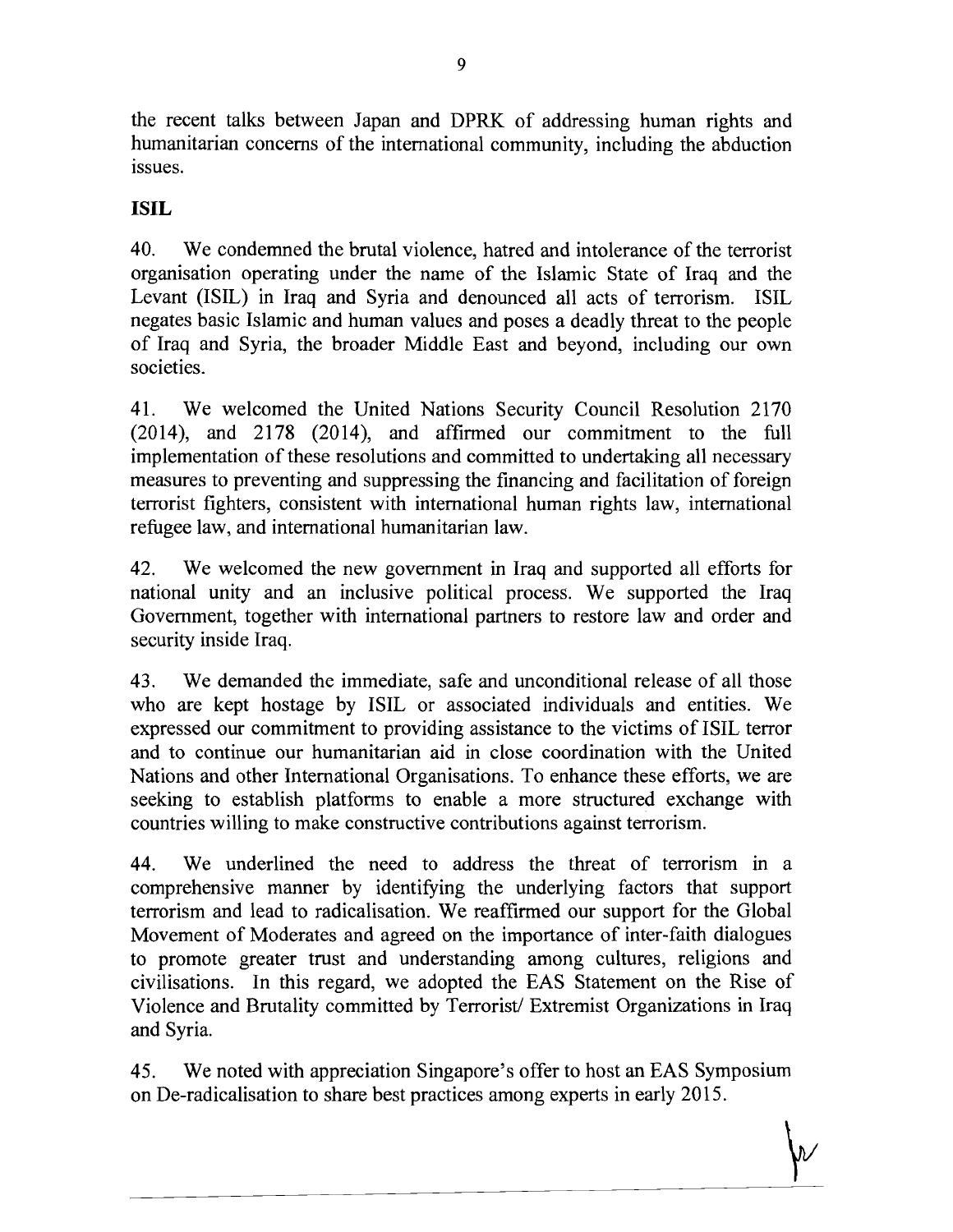the recent talks between Japan and DPRK of addressing human rights and humanitarian concerns of the international community, including the abduction issues.

**ISIL**

40. We condemned the brutal violence, hatred and intolerance of the terrorist organisation operating under the name of the Islamic State of Iraq and the Levant (ISIL) in Iraq and Syria and denounced all acts of terrorism. ISIL negates basic Islamic and human values and poses a deadly threat to the people of Iraq and Syria, the broader Middle East and beyond, including our own societies.

41. We welcomed the United Nations Security Council Resolution 2170 (2014), and 2178 (2014), and affirmed our commitment to the full implementation of these resolutions and committed to undertaking all necessary measures to preventing and suppressing the financing and facilitation of foreign terrorist fighters, consistent with international human rights law, international refugee law, and international humanitarian law.

42. We welcomed the new government in Iraq and supported all efforts for national unity and an inclusive political process. We supported the Iraq Government, together with international partners to restore law and order and security inside Iraq.

43. We demanded the immediate, safe and unconditional release of all those who are kept hostage by ISIL or associated individuals and entities. We expressed our commitment to providing assistance to the victims of ISIL terror and to continue our humanitarian aid in close coordination with the United Nations and other International Organisations. To enhance these efforts, we are seeking to establish platforms to enable a more structured exchange with countries willing to make constructive contributions against terrorism.

44. We underlined the need to address the threat of terrorism in a comprehensive manner by identifying the underlying factors that support terrorism and lead to radicalisation. We reaffirmed our support for the Global Movement of Moderates and agreed on the importance of inter-faith dialogues to promote greater trust and understanding among cultures, religions and civilisations. In this regard, we adopted the EAS Statement on the Rise of Violence and Brutality committed by Terrorist/ Extremist Organizations in Iraq and Syria.

45. We noted with appreciation Singapore's offer to host an EAS Symposium on De-radicalisation to share best practices among experts in early 2015.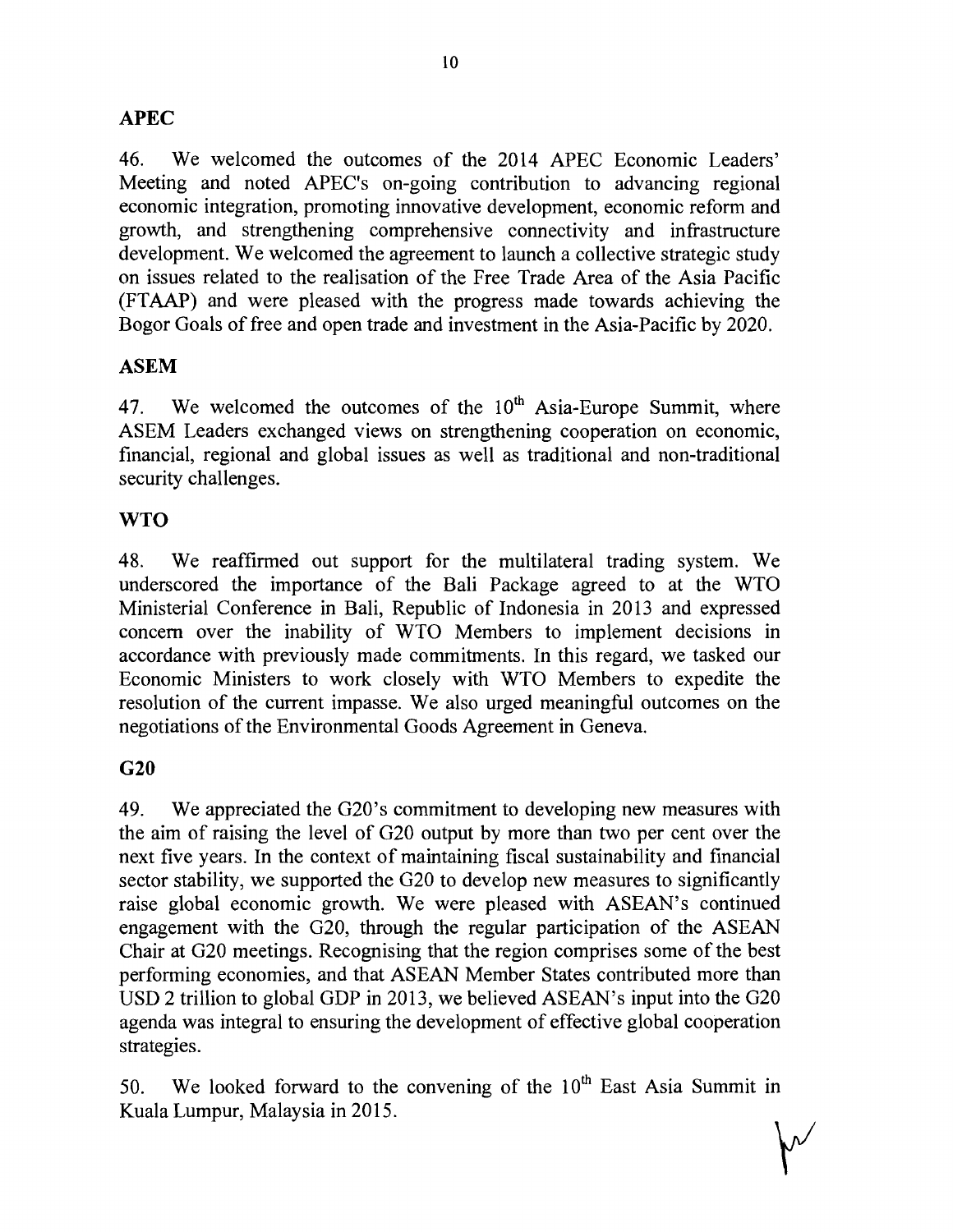## APEC

46. We welcomed the outcomes of the 2014 APEC Economic Leaders' Meeting and noted APEC's on-going contribution to advancing regional economic integration, promoting innovative development, economic reform and growth, and strengthening comprehensive connectivity and infrastructure development. We welcomed the agreement to launch a collective strategic study on issues related to the realisation of the Free Trade Area of the Asia Pacific (FTAAP) and were pleased with the progress made towards achieving the Bogor Goals of free and open trade and investment in the Asia-Pacific by 2020.

## ASEM

47. We welcomed the outcomes of the 10th Asia-Europe Summit, where ASEM Leaders exchanged views on strengthening cooperation on economic, financial, regional and global issues as well as traditional and non-traditional security challenges.

## WTO

48. We reaffirmed out support for the multilateral trading system. We underscored the importance of the Bali Package agreed to at the WTO Ministerial Conference in Bali, Republic of Indonesia in 2013 and expressed concern over the inability of WTO Members to implement decisions in accordance with previously made commitments. In this regard, we tasked our Economic Ministers to work closely with WTO Members to expedite the resolution of the current impasse. We also urged meaningful outcomes on the negotiations of the Environmental Goods Agreement in Geneva.

## G20

49. We appreciated the G20's commitment to developing new measures with the aim of raising the level of G20 output by more than two per cent over the next five years. In the context of maintaining fiscal sustainability and financial sector stability, we supported the G20 to develop new measures to significantly raise global economic growth. We were pleased with ASEAN's continued engagement with the G20, through the regular participation of the ASEAN Chair at G20 meetings. Recognising that the region comprises some of the best performing economies, and that ASEAN Member States contributed more than USD 2 trillion to global GDP in 2013, we believed ASEAN's input into the G20 agenda was integral to ensuring the development of effective global cooperation strategies.

50. We looked forward to the convening of the 10th East Asia Summit in Kuala Lumpur, Malaysia in 2015.